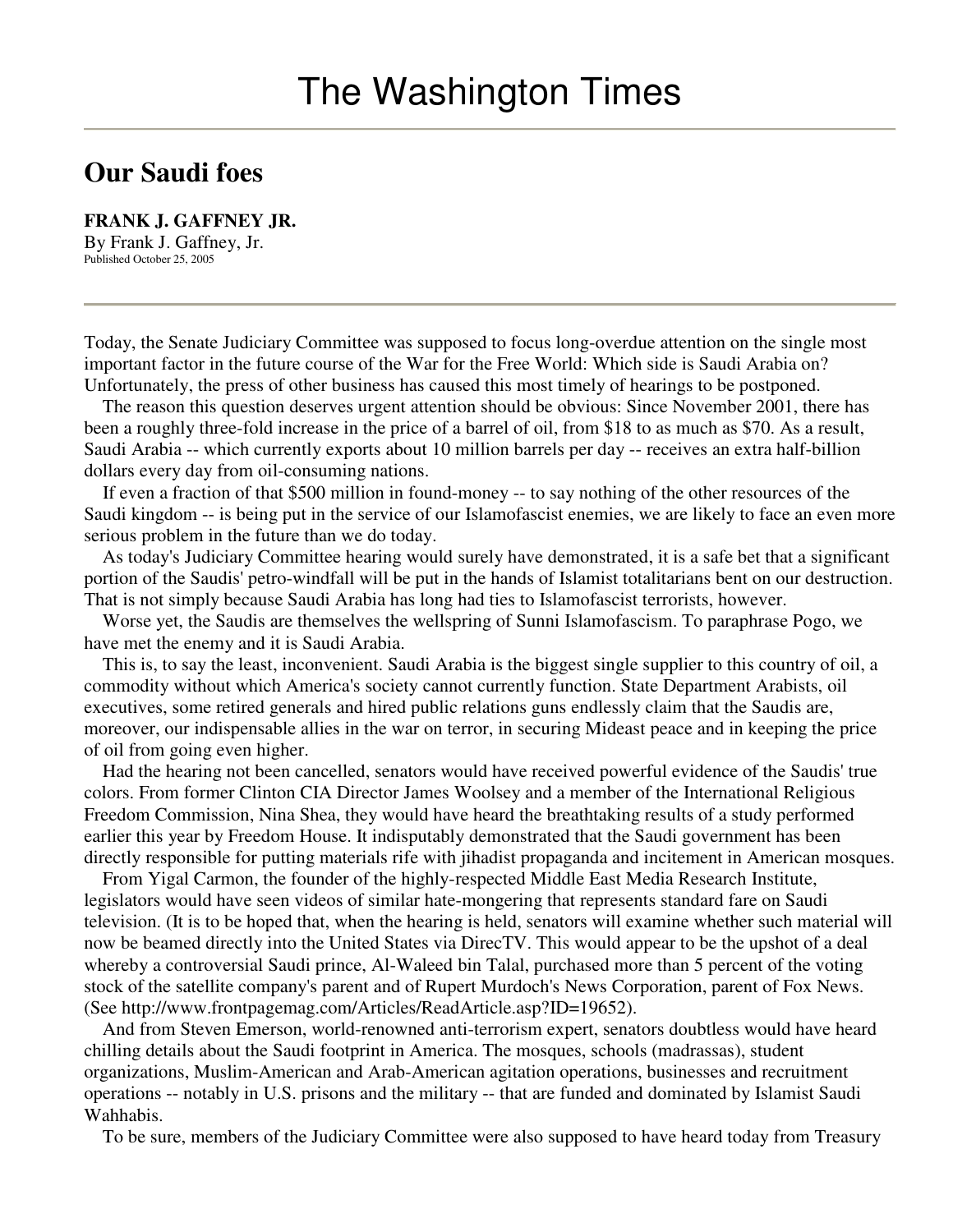# The Washington Times

## Our Saudi foes

**FRANK J. GAFFNEY JR.**
By Frank J. Gaffney, Jr.
Published October 25, 2005

Today, the Senate Judiciary Committee was supposed to focus long-overdue attention on the single most important factor in the future course of the War for the Free World: Which side is Saudi Arabia on? Unfortunately, the press of other business has caused this most timely of hearings to be postponed.

The reason this question deserves urgent attention should be obvious: Since November 2001, there has been a roughly three-fold increase in the price of a barrel of oil, from $18 to as much as $70. As a result, Saudi Arabia -- which currently exports about 10 million barrels per day -- receives an extra half-billion dollars every day from oil-consuming nations.

If even a fraction of that $500 million in found-money -- to say nothing of the other resources of the Saudi kingdom -- is being put in the service of our Islamofascist enemies, we are likely to face an even more serious problem in the future than we do today.

As today's Judiciary Committee hearing would surely have demonstrated, it is a safe bet that a significant portion of the Saudis' petro-windfall will be put in the hands of Islamist totalitarians bent on our destruction. That is not simply because Saudi Arabia has long had ties to Islamofascist terrorists, however.

Worse yet, the Saudis are themselves the wellspring of Sunni Islamofascism. To paraphrase Pogo, we have met the enemy and it is Saudi Arabia.

This is, to say the least, inconvenient. Saudi Arabia is the biggest single supplier to this country of oil, a commodity without which America's society cannot currently function. State Department Arabists, oil executives, some retired generals and hired public relations guns endlessly claim that the Saudis are, moreover, our indispensable allies in the war on terror, in securing Mideast peace and in keeping the price of oil from going even higher.

Had the hearing not been cancelled, senators would have received powerful evidence of the Saudis' true colors. From former Clinton CIA Director James Woolsey and a member of the International Religious Freedom Commission, Nina Shea, they would have heard the breathtaking results of a study performed earlier this year by Freedom House. It indisputably demonstrated that the Saudi government has been directly responsible for putting materials rife with jihadist propaganda and incitement in American mosques.

From Yigal Carmon, the founder of the highly-respected Middle East Media Research Institute, legislators would have seen videos of similar hate-mongering that represents standard fare on Saudi television. (It is to be hoped that, when the hearing is held, senators will examine whether such material will now be beamed directly into the United States via DirecTV. This would appear to be the upshot of a deal whereby a controversial Saudi prince, Al-Waleed bin Talal, purchased more than 5 percent of the voting stock of the satellite company's parent and of Rupert Murdoch's News Corporation, parent of Fox News. (See http://www.frontpagemag.com/Articles/ReadArticle.asp?ID=19652).

And from Steven Emerson, world-renowned anti-terrorism expert, senators doubtless would have heard chilling details about the Saudi footprint in America. The mosques, schools (madrassas), student organizations, Muslim-American and Arab-American agitation operations, businesses and recruitment operations -- notably in U.S. prisons and the military -- that are funded and dominated by Islamist Saudi Wahhabis.

To be sure, members of the Judiciary Committee were also supposed to have heard today from Treasury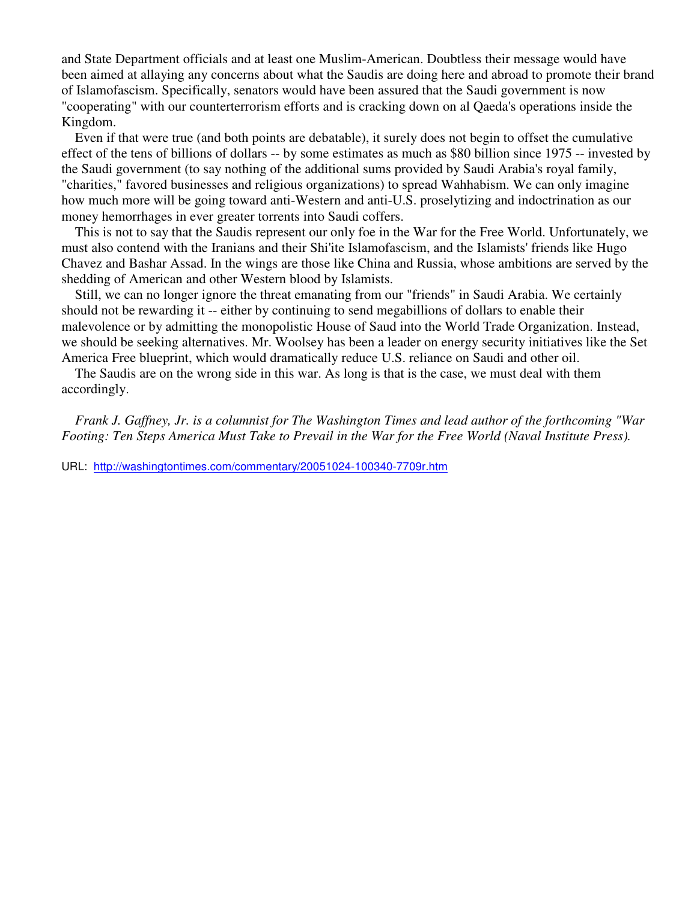and State Department officials and at least one Muslim-American. Doubtless their message would have been aimed at allaying any concerns about what the Saudis are doing here and abroad to promote their brand of Islamofascism. Specifically, senators would have been assured that the Saudi government is now "cooperating" with our counterterrorism efforts and is cracking down on al Qaeda's operations inside the Kingdom.

Even if that were true (and both points are debatable), it surely does not begin to offset the cumulative effect of the tens of billions of dollars -- by some estimates as much as $80 billion since 1975 -- invested by the Saudi government (to say nothing of the additional sums provided by Saudi Arabia's royal family, "charities," favored businesses and religious organizations) to spread Wahhabism. We can only imagine how much more will be going toward anti-Western and anti-U.S. proselytizing and indoctrination as our money hemorrhages in ever greater torrents into Saudi coffers.

This is not to say that the Saudis represent our only foe in the War for the Free World. Unfortunately, we must also contend with the Iranians and their Shi'ite Islamofascism, and the Islamists' friends like Hugo Chavez and Bashar Assad. In the wings are those like China and Russia, whose ambitions are served by the shedding of American and other Western blood by Islamists.

Still, we can no longer ignore the threat emanating from our "friends" in Saudi Arabia. We certainly should not be rewarding it -- either by continuing to send megabillions of dollars to enable their malevolence or by admitting the monopolistic House of Saud into the World Trade Organization. Instead, we should be seeking alternatives. Mr. Woolsey has been a leader on energy security initiatives like the Set America Free blueprint, which would dramatically reduce U.S. reliance on Saudi and other oil.

The Saudis are on the wrong side in this war. As long is that is the case, we must deal with them accordingly.

*Frank J. Gaffney, Jr. is a columnist for The Washington Times and lead author of the forthcoming "War Footing: Ten Steps America Must Take to Prevail in the War for the Free World (Naval Institute Press).*

URL: http://washingtontimes.com/commentary/20051024-100340-7709r.htm